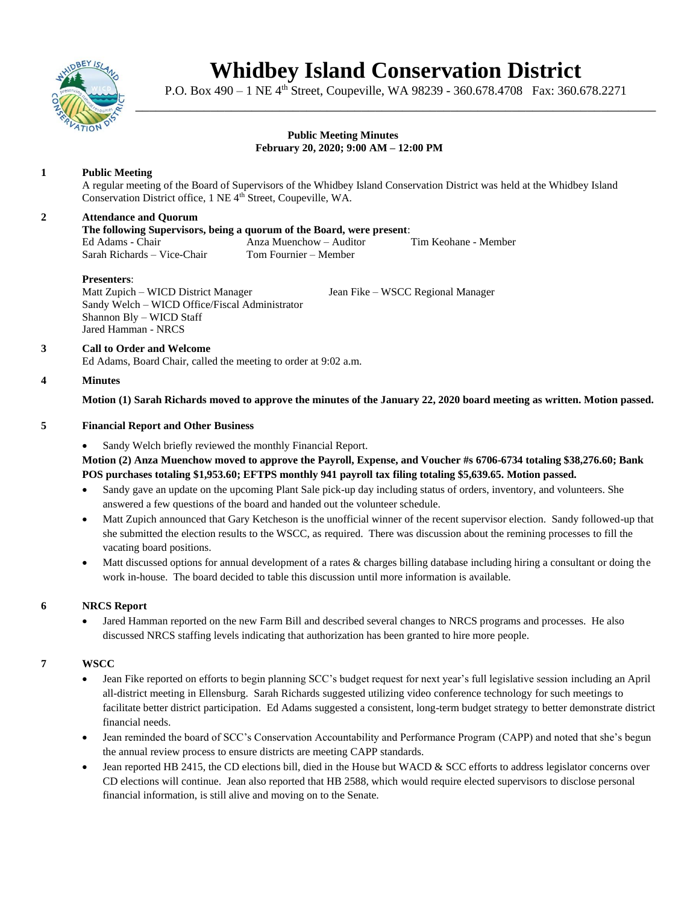# Whidbey Island Conservation District

P.O. Box 490 – 1 NE 4th Street, Coupeville, WA 98239 - 360.678.4708 Fax: 360.678.2271

**Public Meeting Minutes**
**February 20, 2020; 9:00 AM – 12:00 PM**

**1 Public Meeting**

A regular meeting of the Board of Supervisors of the Whidbey Island Conservation District was held at the Whidbey Island Conservation District office, 1 NE 4th Street, Coupeville, WA.

**2 Attendance and Quorum**

**The following Supervisors, being a quorum of the Board, were present**:

Ed Adams - Chair
Sarah Richards – Vice-Chair
Anza Muenchow – Auditor
Tom Fournier – Member
Tim Keohane - Member

**Presenters**:

Matt Zupich – WICD District Manager
Sandy Welch – WICD Office/Fiscal Administrator
Shannon Bly – WICD Staff
Jared Hamman - NRCS
Jean Fike – WSCC Regional Manager

**3 Call to Order and Welcome**

Ed Adams, Board Chair, called the meeting to order at 9:02 a.m.

**4 Minutes**

**Motion (1) Sarah Richards moved to approve the minutes of the January 22, 2020 board meeting as written. Motion passed.**

**5 Financial Report and Other Business**

- Sandy Welch briefly reviewed the monthly Financial Report.

**Motion (2) Anza Muenchow moved to approve the Payroll, Expense, and Voucher #s 6706-6734 totaling $38,276.60; Bank POS purchases totaling $1,953.60; EFTPS monthly 941 payroll tax filing totaling $5,639.65. Motion passed.**

- Sandy gave an update on the upcoming Plant Sale pick-up day including status of orders, inventory, and volunteers. She answered a few questions of the board and handed out the volunteer schedule.
- Matt Zupich announced that Gary Ketcheson is the unofficial winner of the recent supervisor election. Sandy followed-up that she submitted the election results to the WSCC, as required. There was discussion about the remining processes to fill the vacating board positions.
- Matt discussed options for annual development of a rates & charges billing database including hiring a consultant or doing the work in-house. The board decided to table this discussion until more information is available.

**6 NRCS Report**

- Jared Hamman reported on the new Farm Bill and described several changes to NRCS programs and processes. He also discussed NRCS staffing levels indicating that authorization has been granted to hire more people.

**7 WSCC**

- Jean Fike reported on efforts to begin planning SCC's budget request for next year's full legislative session including an April all-district meeting in Ellensburg. Sarah Richards suggested utilizing video conference technology for such meetings to facilitate better district participation. Ed Adams suggested a consistent, long-term budget strategy to better demonstrate district financial needs.
- Jean reminded the board of SCC's Conservation Accountability and Performance Program (CAPP) and noted that she's begun the annual review process to ensure districts are meeting CAPP standards.
- Jean reported HB 2415, the CD elections bill, died in the House but WACD & SCC efforts to address legislator concerns over CD elections will continue. Jean also reported that HB 2588, which would require elected supervisors to disclose personal financial information, is still alive and moving on to the Senate.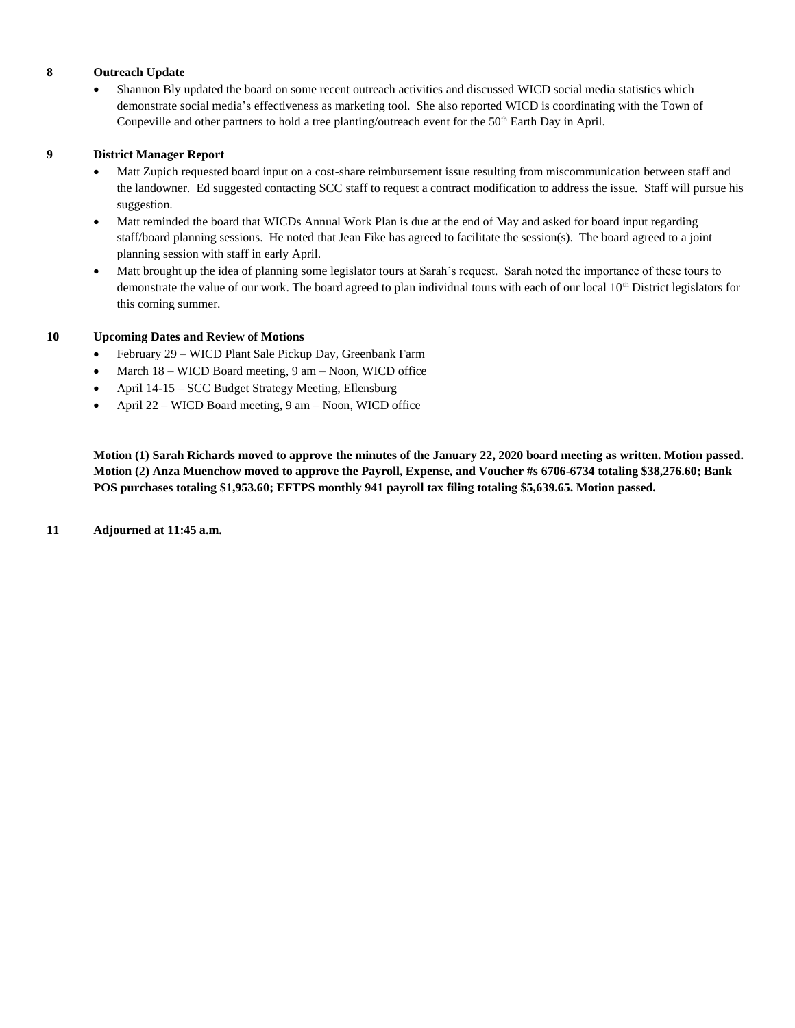**8 Outreach Update**

- Shannon Bly updated the board on some recent outreach activities and discussed WICD social media statistics which demonstrate social media's effectiveness as marketing tool. She also reported WICD is coordinating with the Town of Coupeville and other partners to hold a tree planting/outreach event for the 50th Earth Day in April.

**9 District Manager Report**

- Matt Zupich requested board input on a cost-share reimbursement issue resulting from miscommunication between staff and the landowner. Ed suggested contacting SCC staff to request a contract modification to address the issue. Staff will pursue his suggestion.
- Matt reminded the board that WICDs Annual Work Plan is due at the end of May and asked for board input regarding staff/board planning sessions. He noted that Jean Fike has agreed to facilitate the session(s). The board agreed to a joint planning session with staff in early April.
- Matt brought up the idea of planning some legislator tours at Sarah's request. Sarah noted the importance of these tours to demonstrate the value of our work. The board agreed to plan individual tours with each of our local 10th District legislators for this coming summer.

**10 Upcoming Dates and Review of Motions**

- February 29 – WICD Plant Sale Pickup Day, Greenbank Farm
- March 18 – WICD Board meeting, 9 am – Noon, WICD office
- April 14-15 – SCC Budget Strategy Meeting, Ellensburg
- April 22 – WICD Board meeting, 9 am – Noon, WICD office

**Motion (1) Sarah Richards moved to approve the minutes of the January 22, 2020 board meeting as written. Motion passed.**
**Motion (2) Anza Muenchow moved to approve the Payroll, Expense, and Voucher #s 6706-6734 totaling $38,276.60; Bank POS purchases totaling $1,953.60; EFTPS monthly 941 payroll tax filing totaling $5,639.65. Motion passed.**

**11 Adjourned at 11:45 a.m.**